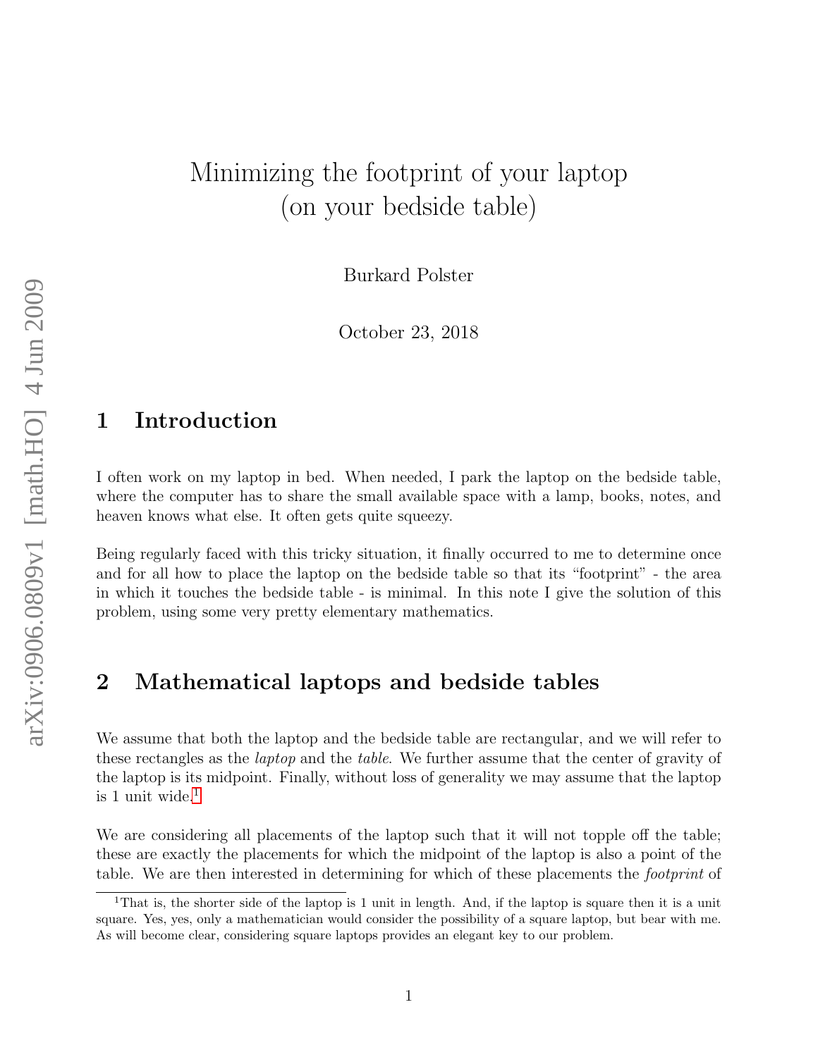# Minimizing the footprint of your laptop (on your bedside table)

Burkard Polster

October 23, 2018

## 1 Introduction

I often work on my laptop in bed. When needed, I park the laptop on the bedside table, where the computer has to share the small available space with a lamp, books, notes, and heaven knows what else. It often gets quite squeezy.

Being regularly faced with this tricky situation, it finally occurred to me to determine once and for all how to place the laptop on the bedside table so that its "footprint" - the area in which it touches the bedside table - is minimal. In this note I give the solution of this problem, using some very pretty elementary mathematics.

## 2 Mathematical laptops and bedside tables

We assume that both the laptop and the bedside table are rectangular, and we will refer to these rectangles as the *laptop* and the *table*. We further assume that the center of gravity of the laptop is its midpoint. Finally, without loss of generality we may assume that the laptop is 1 unit wide.[1]

We are considering all placements of the laptop such that it will not topple off the table; these are exactly the placements for which the midpoint of the laptop is also a point of the table. We are then interested in determining for which of these placements the *footprint* of

[1] That is, the shorter side of the laptop is 1 unit in length. And, if the laptop is square then it is a unit square. Yes, yes, only a mathematician would consider the possibility of a square laptop, but bear with me. As will become clear, considering square laptops provides an elegant key to our problem.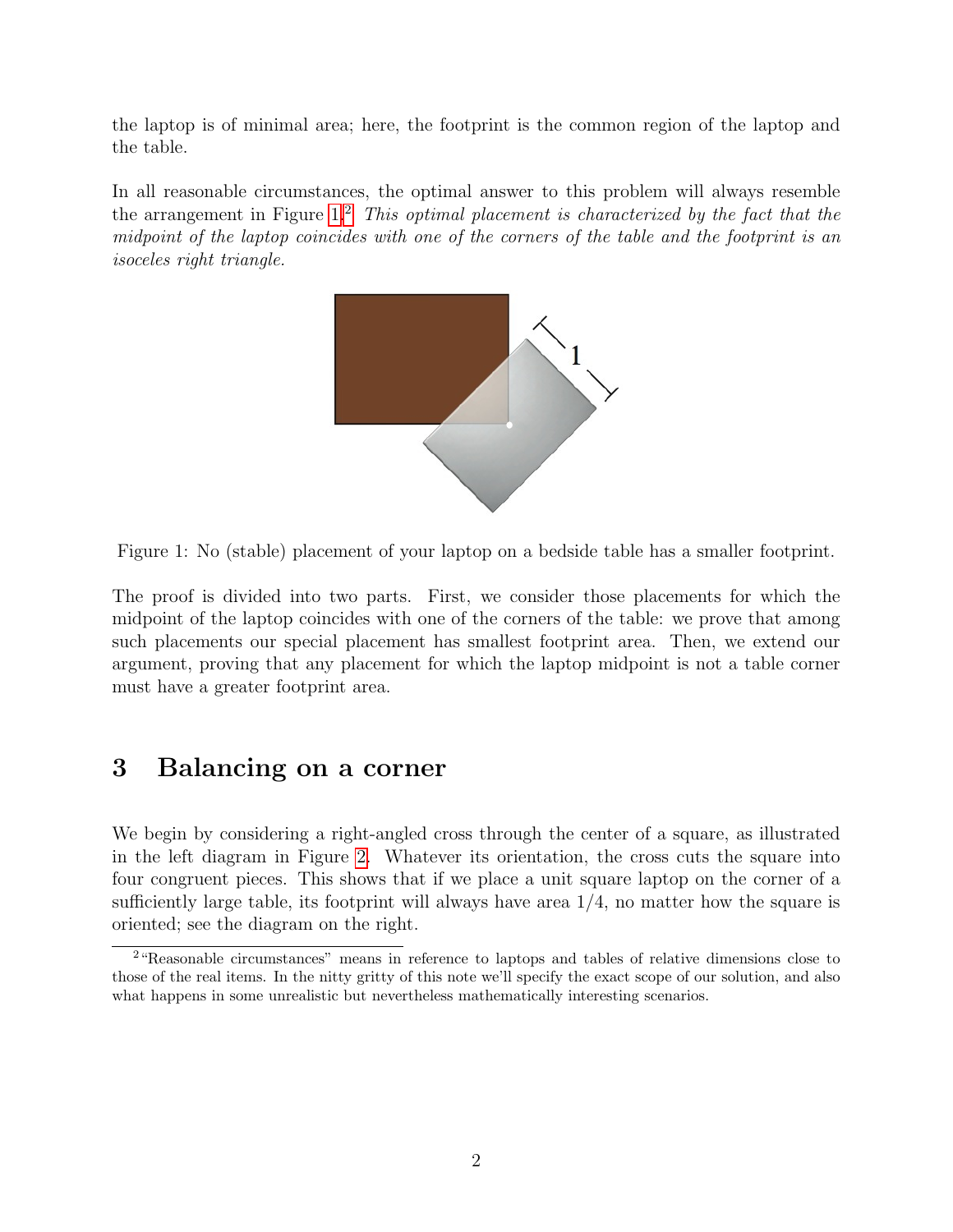the laptop is of minimal area; here, the footprint is the common region of the laptop and the table.

In all reasonable circumstances, the optimal answer to this problem will always resemble the arrangement in Figure 1.[2] *This optimal placement is characterized by the fact that the midpoint of the laptop coincides with one of the corners of the table and the footprint is an isoceles right triangle.*

Figure 1: No (stable) placement of your laptop on a bedside table has a smaller footprint.

The proof is divided into two parts. First, we consider those placements for which the midpoint of the laptop coincides with one of the corners of the table: we prove that among such placements our special placement has smallest footprint area. Then, we extend our argument, proving that any placement for which the laptop midpoint is not a table corner must have a greater footprint area.

## 3 Balancing on a corner

We begin by considering a right-angled cross through the center of a square, as illustrated in the left diagram in Figure 2. Whatever its orientation, the cross cuts the square into four congruent pieces. This shows that if we place a unit square laptop on the corner of a sufficiently large table, its footprint will always have area $1/4$, no matter how the square is oriented; see the diagram on the right.

[2] "Reasonable circumstances" means in reference to laptops and tables of relative dimensions close to those of the real items. In the nitty gritty of this note we'll specify the exact scope of our solution, and also what happens in some unrealistic but nevertheless mathematically interesting scenarios.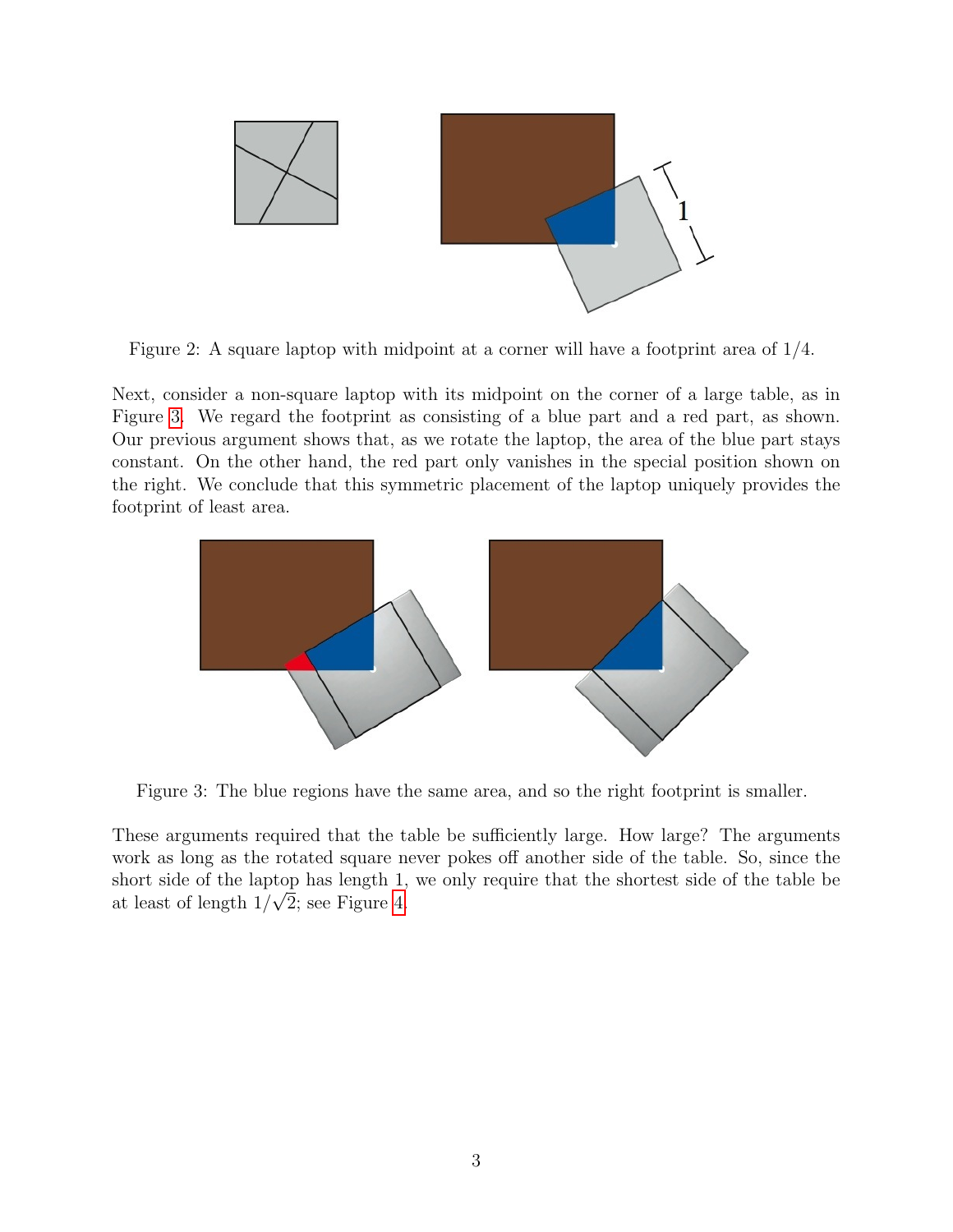Figure 2: A square laptop with midpoint at a corner will have a footprint area of 1/4.

Next, consider a non-square laptop with its midpoint on the corner of a large table, as in Figure 3. We regard the footprint as consisting of a blue part and a red part, as shown. Our previous argument shows that, as we rotate the laptop, the area of the blue part stays constant. On the other hand, the red part only vanishes in the special position shown on the right. We conclude that this symmetric placement of the laptop uniquely provides the footprint of least area.

Figure 3: The blue regions have the same area, and so the right footprint is smaller.

These arguments required that the table be sufficiently large. How large? The arguments work as long as the rotated square never pokes off another side of the table. So, since the short side of the laptop has length 1, we only require that the shortest side of the table be at least of length $1/\sqrt{2}$; see Figure 4.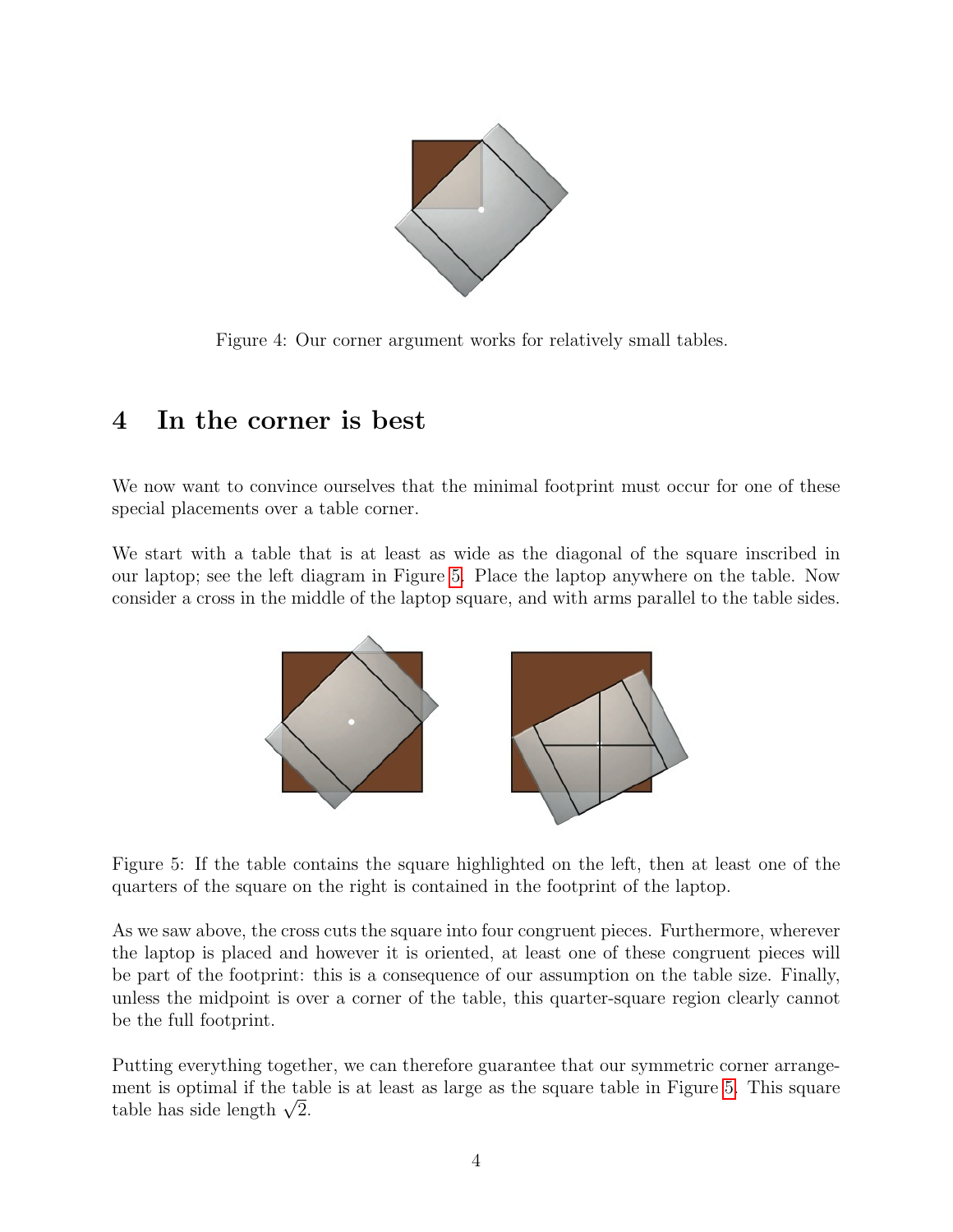Figure 4: Our corner argument works for relatively small tables.

## 4 In the corner is best

We now want to convince ourselves that the minimal footprint must occur for one of these special placements over a table corner.

We start with a table that is at least as wide as the diagonal of the square inscribed in our laptop; see the left diagram in Figure 5. Place the laptop anywhere on the table. Now consider a cross in the middle of the laptop square, and with arms parallel to the table sides.

Figure 5: If the table contains the square highlighted on the left, then at least one of the quarters of the square on the right is contained in the footprint of the laptop.

As we saw above, the cross cuts the square into four congruent pieces. Furthermore, wherever the laptop is placed and however it is oriented, at least one of these congruent pieces will be part of the footprint: this is a consequence of our assumption on the table size. Finally, unless the midpoint is over a corner of the table, this quarter-square region clearly cannot be the full footprint.

Putting everything together, we can therefore guarantee that our symmetric corner arrangement is optimal if the table is at least as large as the square table in Figure 5. This square table has side length $\sqrt{2}$.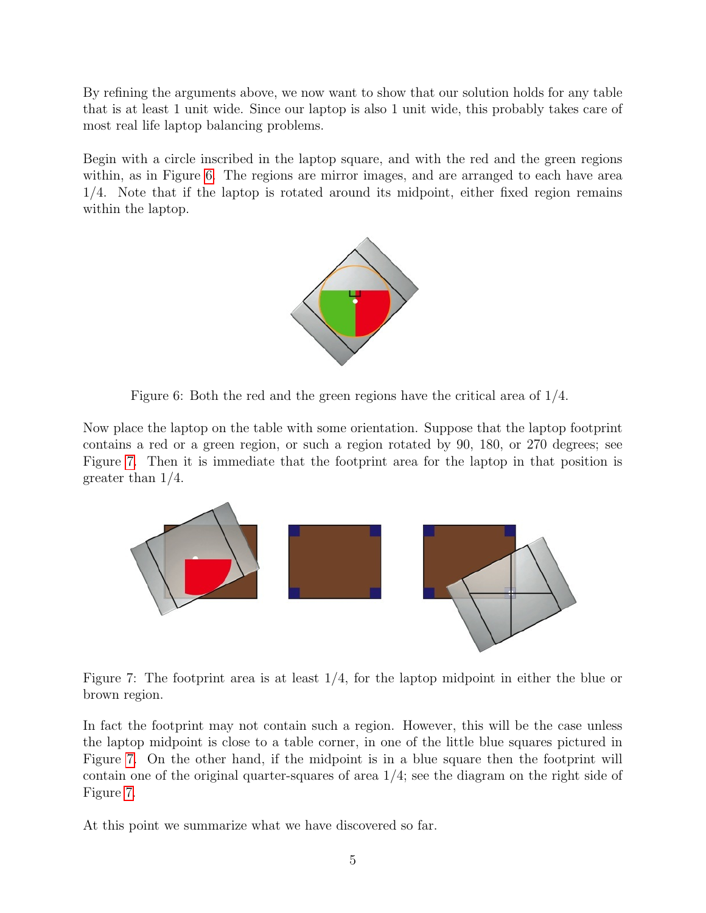By refining the arguments above, we now want to show that our solution holds for any table that is at least 1 unit wide. Since our laptop is also 1 unit wide, this probably takes care of most real life laptop balancing problems.

Begin with a circle inscribed in the laptop square, and with the red and the green regions within, as in Figure 6. The regions are mirror images, and are arranged to each have area 1/4. Note that if the laptop is rotated around its midpoint, either fixed region remains within the laptop.

Figure 6: Both the red and the green regions have the critical area of 1/4.

Now place the laptop on the table with some orientation. Suppose that the laptop footprint contains a red or a green region, or such a region rotated by 90, 180, or 270 degrees; see Figure 7. Then it is immediate that the footprint area for the laptop in that position is greater than 1/4.

Figure 7: The footprint area is at least 1/4, for the laptop midpoint in either the blue or brown region.

In fact the footprint may not contain such a region. However, this will be the case unless the laptop midpoint is close to a table corner, in one of the little blue squares pictured in Figure 7. On the other hand, if the midpoint is in a blue square then the footprint will contain one of the original quarter-squares of area 1/4; see the diagram on the right side of Figure 7.

At this point we summarize what we have discovered so far.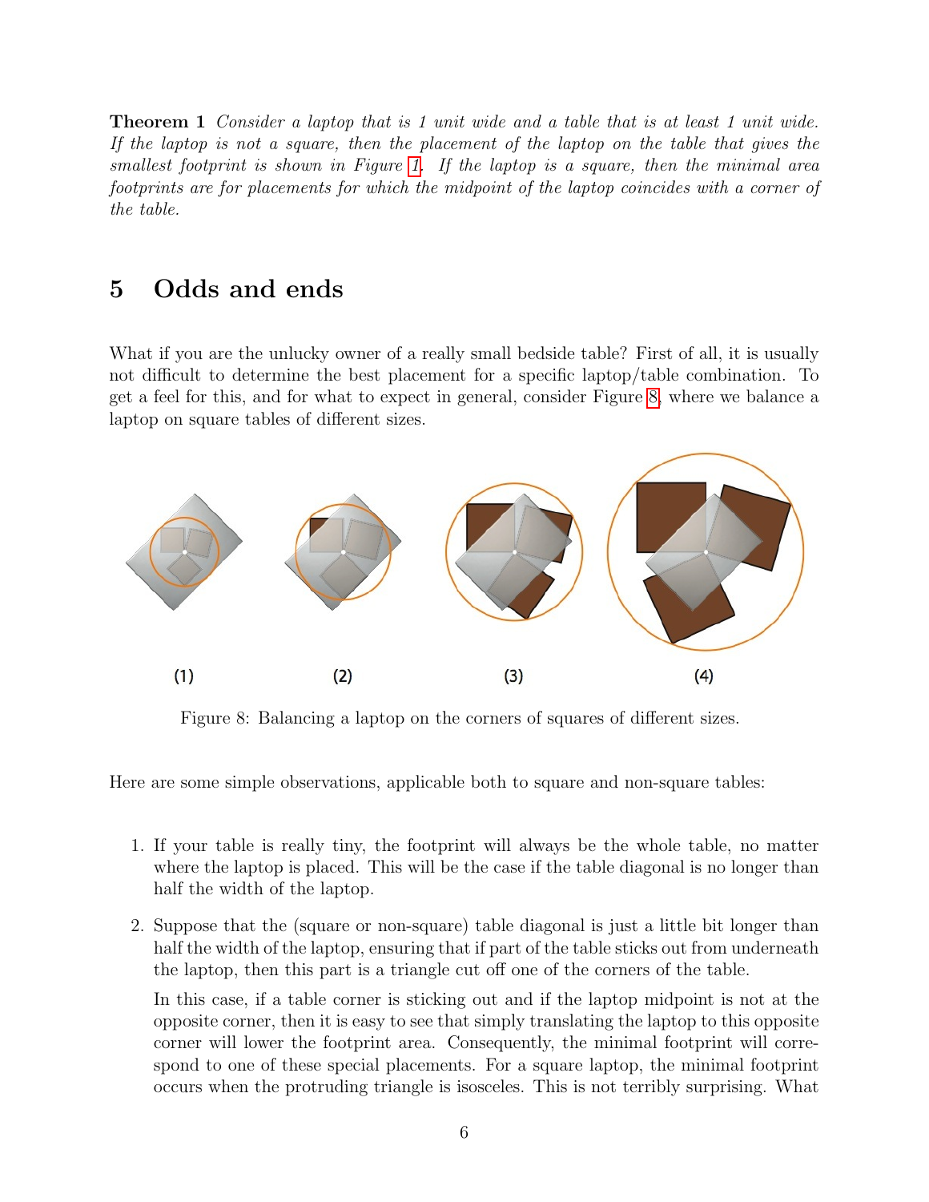**Theorem 1** *Consider a laptop that is 1 unit wide and a table that is at least 1 unit wide. If the laptop is not a square, then the placement of the laptop on the table that gives the smallest footprint is shown in Figure 1. If the laptop is a square, then the minimal area footprints are for placements for which the midpoint of the laptop coincides with a corner of the table.*

## 5 Odds and ends

What if you are the unlucky owner of a really small bedside table? First of all, it is usually not difficult to determine the best placement for a specific laptop/table combination. To get a feel for this, and for what to expect in general, consider Figure 8, where we balance a laptop on square tables of different sizes.

(1) (2) (3) (4)

Figure 8: Balancing a laptop on the corners of squares of different sizes.

Here are some simple observations, applicable both to square and non-square tables:

1. If your table is really tiny, the footprint will always be the whole table, no matter where the laptop is placed. This will be the case if the table diagonal is no longer than half the width of the laptop.

2. Suppose that the (square or non-square) table diagonal is just a little bit longer than half the width of the laptop, ensuring that if part of the table sticks out from underneath the laptop, then this part is a triangle cut off one of the corners of the table.

   In this case, if a table corner is sticking out and if the laptop midpoint is not at the opposite corner, then it is easy to see that simply translating the laptop to this opposite corner will lower the footprint area. Consequently, the minimal footprint will correspond to one of these special placements. For a square laptop, the minimal footprint occurs when the protruding triangle is isosceles. This is not terribly surprising. What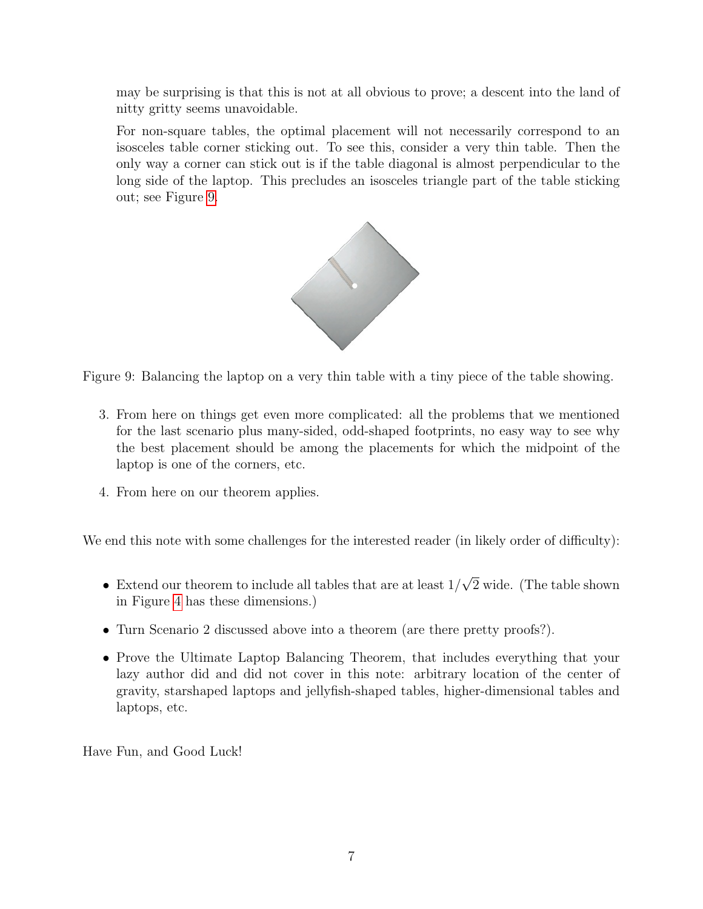may be surprising is that this is not at all obvious to prove; a descent into the land of nitty gritty seems unavoidable.

For non-square tables, the optimal placement will not necessarily correspond to an isosceles table corner sticking out. To see this, consider a very thin table. Then the only way a corner can stick out is if the table diagonal is almost perpendicular to the long side of the laptop. This precludes an isosceles triangle part of the table sticking out; see Figure 9.

Figure 9: Balancing the laptop on a very thin table with a tiny piece of the table showing.

3. From here on things get even more complicated: all the problems that we mentioned for the last scenario plus many-sided, odd-shaped footprints, no easy way to see why the best placement should be among the placements for which the midpoint of the laptop is one of the corners, etc.

4. From here on our theorem applies.

We end this note with some challenges for the interested reader (in likely order of difficulty):

- Extend our theorem to include all tables that are at least $1/\sqrt{2}$ wide. (The table shown in Figure 4 has these dimensions.)
- Turn Scenario 2 discussed above into a theorem (are there pretty proofs?).
- Prove the Ultimate Laptop Balancing Theorem, that includes everything that your lazy author did and did not cover in this note: arbitrary location of the center of gravity, starshaped laptops and jellyfish-shaped tables, higher-dimensional tables and laptops, etc.

Have Fun, and Good Luck!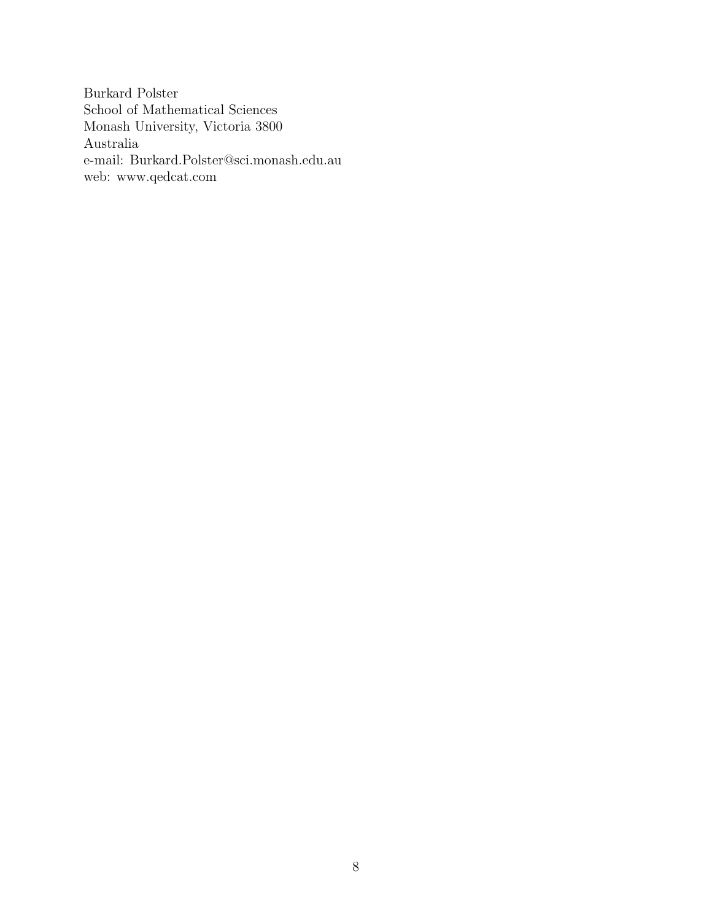Burkard Polster
School of Mathematical Sciences
Monash University, Victoria 3800
Australia
e-mail: Burkard.Polster@sci.monash.edu.au
web: www.qedcat.com